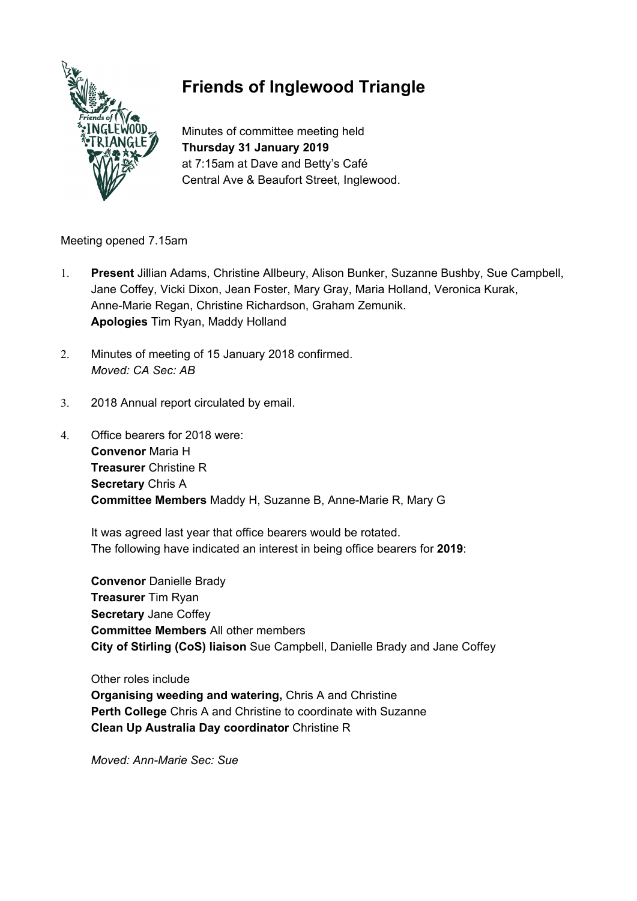# Friends of Inglewood Triangle

Minutes of committee meeting held
**Thursday 31 January 2019**
at 7:15am at Dave and Betty's Café
Central Ave & Beaufort Street, Inglewood.

Meeting opened 7.15am

1. **Present** Jillian Adams, Christine Allbeury, Alison Bunker, Suzanne Bushby, Sue Campbell, Jane Coffey, Vicki Dixon, Jean Foster, Mary Gray, Maria Holland, Veronica Kurak, Anne-Marie Regan, Christine Richardson, Graham Zemunik.
   **Apologies** Tim Ryan, Maddy Holland

2. Minutes of meeting of 15 January 2018 confirmed.
   *Moved: CA Sec: AB*

3. 2018 Annual report circulated by email.

4. Office bearers for 2018 were:
   **Convenor** Maria H
   **Treasurer** Christine R
   **Secretary** Chris A
   **Committee Members** Maddy H, Suzanne B, Anne-Marie R, Mary G

   It was agreed last year that office bearers would be rotated.
   The following have indicated an interest in being office bearers for **2019**:

   **Convenor** Danielle Brady
   **Treasurer** Tim Ryan
   **Secretary** Jane Coffey
   **Committee Members** All other members
   **City of Stirling (CoS) liaison** Sue Campbell, Danielle Brady and Jane Coffey

   Other roles include
   **Organising weeding and watering,** Chris A and Christine
   **Perth College** Chris A and Christine to coordinate with Suzanne
   **Clean Up Australia Day coordinator** Christine R

   *Moved: Ann-Marie Sec: Sue*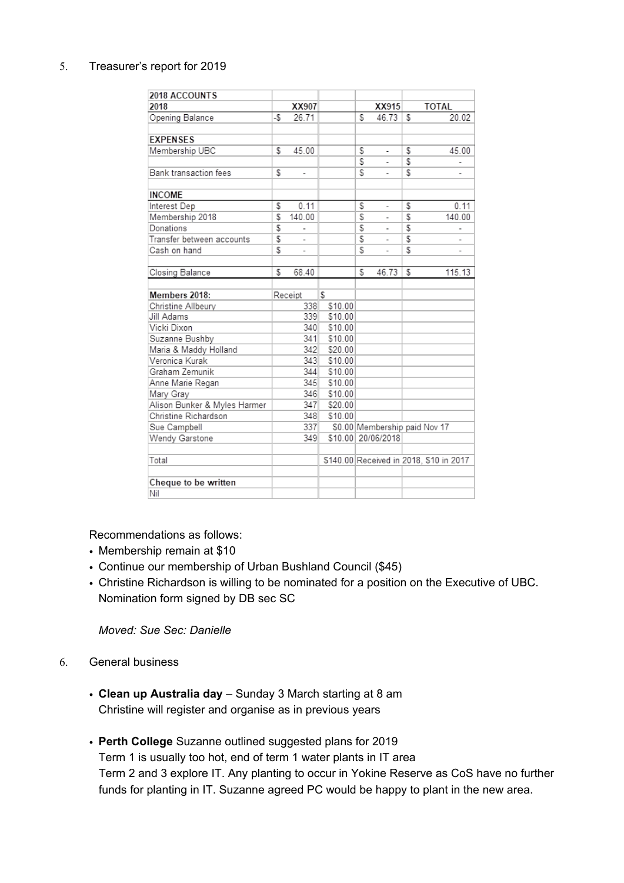5. Treasurer's report for 2019

| 2018 ACCOUNTS | | | | |
|---|---|---|---|---|
| 2018 | XX907 | | XX915 | TOTAL |
| Opening Balance | -$ 26.71 | | $ 46.73 | $ 20.02 |
| | | | | |
| **EXPENSES** | | | | |
| Membership UBC | $ 45.00 | | $ - | $ 45.00 |
| | | | $ - | $ - |
| Bank transaction fees | $ - | | $ - | $ - |
| | | | | |
| **INCOME** | | | | |
| Interest Dep | $ 0.11 | | $ - | $ 0.11 |
| Membership 2018 | $ 140.00 | | $ - | $ 140.00 |
| Donations | $ - | | $ - | $ - |
| Transfer between accounts | $ - | | $ - | $ - |
| Cash on hand | $ - | | $ - | $ - |
| | | | | |
| Closing Balance | $ 68.40 | | $ 46.73 | $ 115.13 |
| | | | | |
| **Members 2018:** | Receipt | $ | | |
| Christine Allbeury | 338 | $10.00 | | |
| Jill Adams | 339 | $10.00 | | |
| Vicki Dixon | 340 | $10.00 | | |
| Suzanne Bushby | 341 | $10.00 | | |
| Maria & Maddy Holland | 342 | $20.00 | | |
| Veronica Kurak | 343 | $10.00 | | |
| Graham Zemunik | 344 | $10.00 | | |
| Anne Marie Regan | 345 | $10.00 | | |
| Mary Gray | 346 | $10.00 | | |
| Alison Bunker & Myles Harmer | 347 | $20.00 | | |
| Christine Richardson | 348 | $10.00 | | |
| Sue Campbell | 337 | $0.00 | Membership paid Nov 17 | |
| Wendy Garstone | 349 | $10.00 | 20/06/2018 | |
| | | | | |
| Total | | $140.00 | Received in 2018, $10 in 2017 | |
| | | | | |
| **Cheque to be written** | | | | |
| Nil | | | | |

Recommendations as follows:

- Membership remain at $10
- Continue our membership of Urban Bushland Council ($45)
- Christine Richardson is willing to be nominated for a position on the Executive of UBC. Nomination form signed by DB sec SC

*Moved: Sue Sec: Danielle*

6. General business

- **Clean up Australia day** – Sunday 3 March starting at 8 am
  Christine will register and organise as in previous years

- **Perth College** Suzanne outlined suggested plans for 2019
  Term 1 is usually too hot, end of term 1 water plants in IT area
  Term 2 and 3 explore IT. Any planting to occur in Yokine Reserve as CoS have no further funds for planting in IT. Suzanne agreed PC would be happy to plant in the new area.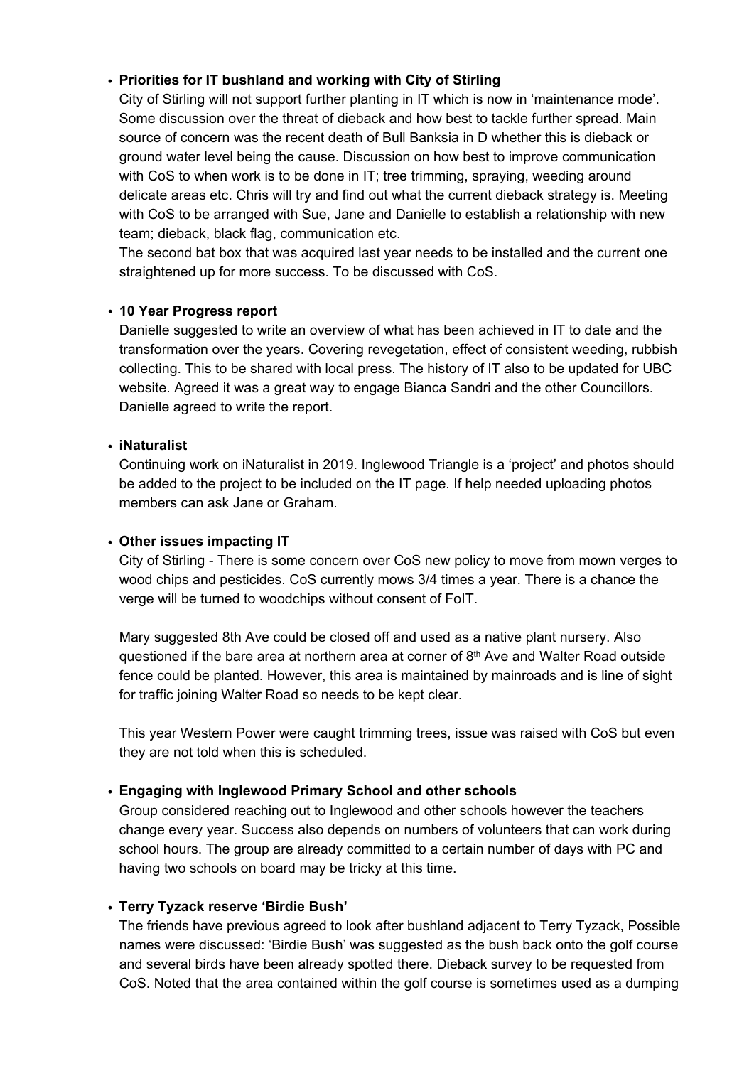- **Priorities for IT bushland and working with City of Stirling**
  City of Stirling will not support further planting in IT which is now in 'maintenance mode'. Some discussion over the threat of dieback and how best to tackle further spread. Main source of concern was the recent death of Bull Banksia in D whether this is dieback or ground water level being the cause. Discussion on how best to improve communication with CoS to when work is to be done in IT; tree trimming, spraying, weeding around delicate areas etc. Chris will try and find out what the current dieback strategy is. Meeting with CoS to be arranged with Sue, Jane and Danielle to establish a relationship with new team; dieback, black flag, communication etc.
  The second bat box that was acquired last year needs to be installed and the current one straightened up for more success. To be discussed with CoS.

- **10 Year Progress report**
  Danielle suggested to write an overview of what has been achieved in IT to date and the transformation over the years. Covering revegetation, effect of consistent weeding, rubbish collecting. This to be shared with local press. The history of IT also to be updated for UBC website. Agreed it was a great way to engage Bianca Sandri and the other Councillors. Danielle agreed to write the report.

- **iNaturalist**
  Continuing work on iNaturalist in 2019. Inglewood Triangle is a 'project' and photos should be added to the project to be included on the IT page. If help needed uploading photos members can ask Jane or Graham.

- **Other issues impacting IT**
  City of Stirling - There is some concern over CoS new policy to move from mown verges to wood chips and pesticides. CoS currently mows 3/4 times a year. There is a chance the verge will be turned to woodchips without consent of FoIT.

  Mary suggested 8th Ave could be closed off and used as a native plant nursery. Also questioned if the bare area at northern area at corner of 8th Ave and Walter Road outside fence could be planted. However, this area is maintained by mainroads and is line of sight for traffic joining Walter Road so needs to be kept clear.

  This year Western Power were caught trimming trees, issue was raised with CoS but even they are not told when this is scheduled.

- **Engaging with Inglewood Primary School and other schools**
  Group considered reaching out to Inglewood and other schools however the teachers change every year. Success also depends on numbers of volunteers that can work during school hours. The group are already committed to a certain number of days with PC and having two schools on board may be tricky at this time.

- **Terry Tyzack reserve 'Birdie Bush'**
  The friends have previous agreed to look after bushland adjacent to Terry Tyzack, Possible names were discussed: 'Birdie Bush' was suggested as the bush back onto the golf course and several birds have been already spotted there. Dieback survey to be requested from CoS. Noted that the area contained within the golf course is sometimes used as a dumping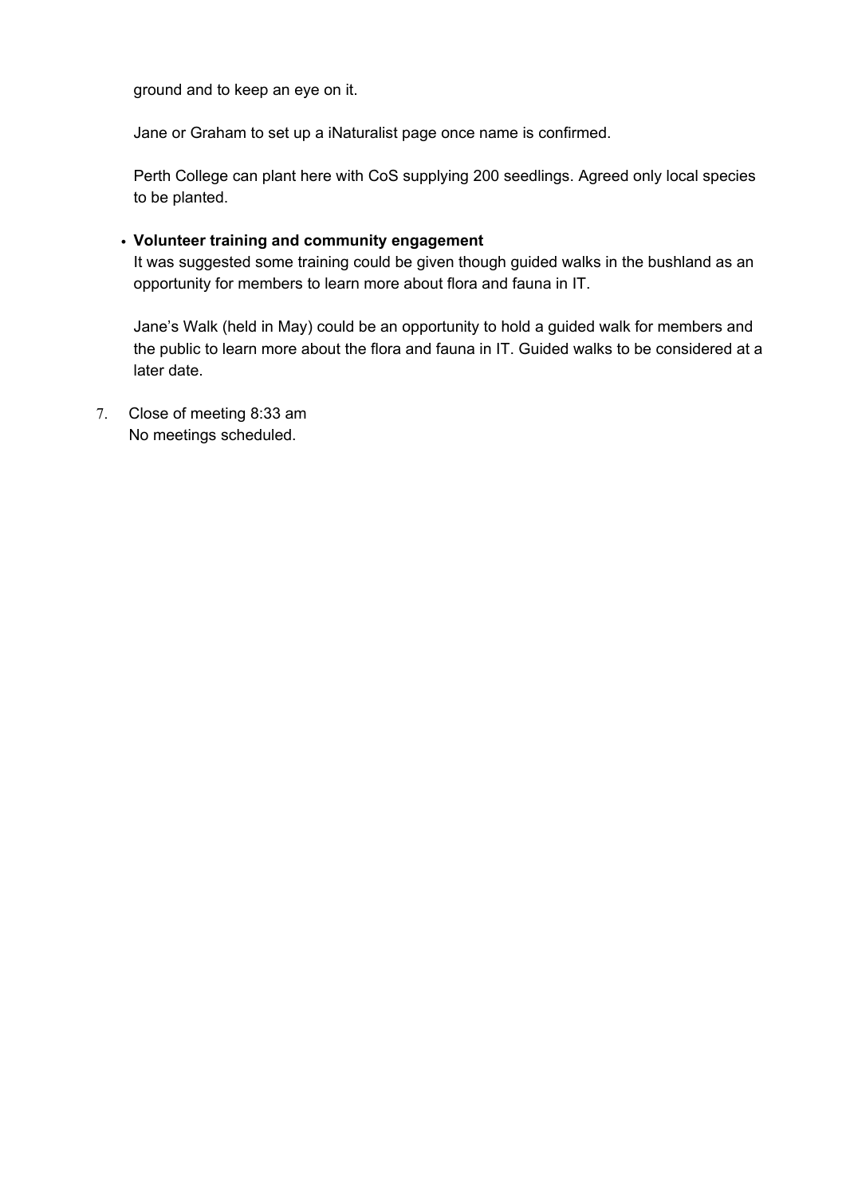ground and to keep an eye on it.

Jane or Graham to set up a iNaturalist page once name is confirmed.

Perth College can plant here with CoS supplying 200 seedlings. Agreed only local species to be planted.

- **Volunteer training and community engagement**
  It was suggested some training could be given though guided walks in the bushland as an opportunity for members to learn more about flora and fauna in IT.

  Jane's Walk (held in May) could be an opportunity to hold a guided walk for members and the public to learn more about the flora and fauna in IT. Guided walks to be considered at a later date.

7. Close of meeting 8:33 am
   No meetings scheduled.